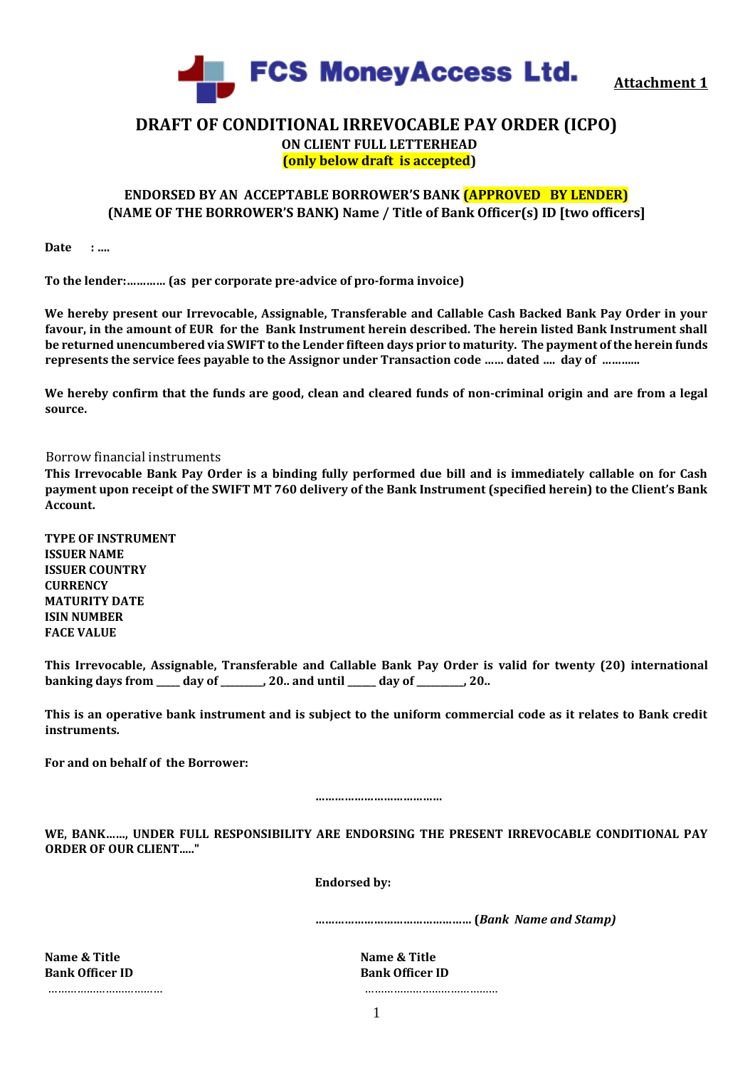**FCS MoneyAccess Ltd.**

**Attachment 1**

# DRAFT OF CONDITIONAL IRREVOCABLE PAY ORDER (ICPO)

**ON CLIENT FULL LETTERHEAD**
**(only below draft is accepted)**

**ENDORSED BY AN ACCEPTABLE BORROWER'S BANK (APPROVED BY LENDER)**
**(NAME OF THE BORROWER'S BANK) Name / Title of Bank Officer(s) ID [two officers]**

**Date : ....**

**To the lender:………… (as per corporate pre-advice of pro-forma invoice)**

**We hereby present our Irrevocable, Assignable, Transferable and Callable Cash Backed Bank Pay Order in your favour, in the amount of EUR for the Bank Instrument herein described. The herein listed Bank Instrument shall be returned unencumbered via SWIFT to the Lender fifteen days prior to maturity. The payment of the herein funds represents the service fees payable to the Assignor under Transaction code …… dated …. day of ………..**

**We hereby confirm that the funds are good, clean and cleared funds of non-criminal origin and are from a legal source.**

Borrow financial instruments

**This Irrevocable Bank Pay Order is a binding fully performed due bill and is immediately callable on for Cash payment upon receipt of the SWIFT MT 760 delivery of the Bank Instrument (specified herein) to the Client's Bank Account.**

**TYPE OF INSTRUMENT**
**ISSUER NAME**
**ISSUER COUNTRY**
**CURRENCY**
**MATURITY DATE**
**ISIN NUMBER**
**FACE VALUE**

**This Irrevocable, Assignable, Transferable and Callable Bank Pay Order is valid for twenty (20) international banking days from ____ day of ________, 20.. and until _____ day of _________, 20..**

**This is an operative bank instrument and is subject to the uniform commercial code as it relates to Bank credit instruments.**

**For and on behalf of the Borrower:**

**…………………………………**

**WE, BANK……, UNDER FULL RESPONSIBILITY ARE ENDORSING THE PRESENT IRREVOCABLE CONDITIONAL PAY ORDER OF OUR CLIENT....."**

**Endorsed by:**

**………………………………………… (*Bank Name and Stamp*)**

**Name & Title**
**Bank Officer ID**
………………………………

**Name & Title**
**Bank Officer ID**
……………………………………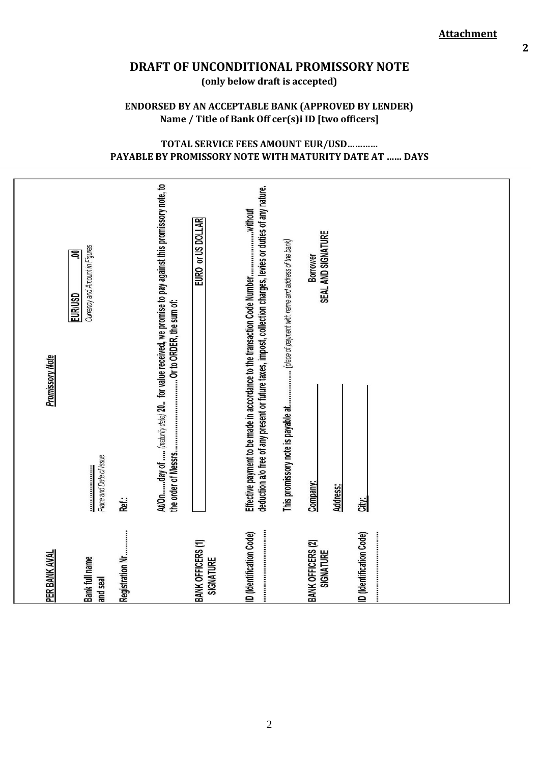**Attachment**

**2**

## DRAFT OF UNCONDITIONAL PROMISSORY NOTE

**(only below draft is accepted)**

**ENDORSED BY AN ACCEPTABLE BANK (APPROVED BY LENDER)**
**Name / Title of Bank Off cer(s)i ID [two officers]**

**TOTAL SERVICE FEES AMOUNT EUR/USD…………**
**PAYABLE BY PROMISSORY NOTE WITH MATURITY DATE AT …… DAYS**

---

**PER BANK AVAL**

**Promissory Note**

Bank full name and seal

………………………
*Place and Date of Issue*

EUR/USD .00
*Currency and Amount in Figures*

Registration Nr…………

Ref.:

At/On……day of ….. *(maturity date)* 20.. for value received, we promise to pay against this promissory note, to the order of Messrs……………………………Or to ORDER, the sum of:

BANK OFFICERS (1) SIGNATURE

EURO or US DOLLAR

ID (Identification Code)
……………………………

Effective payment to be made in accordance to the transaction Code Number………………..without deduction a/o free of any present or future taxes, impost, collection charges, levies or duties of any nature.

This promissory note is payable at…………… *(place of payment with name and address of the bank)*

BANK OFFICERS (2) SIGNATURE

Company:

Borrower
SEAL AND SIGNATURE

Address:

ID (Identification Code)
……………………………

City: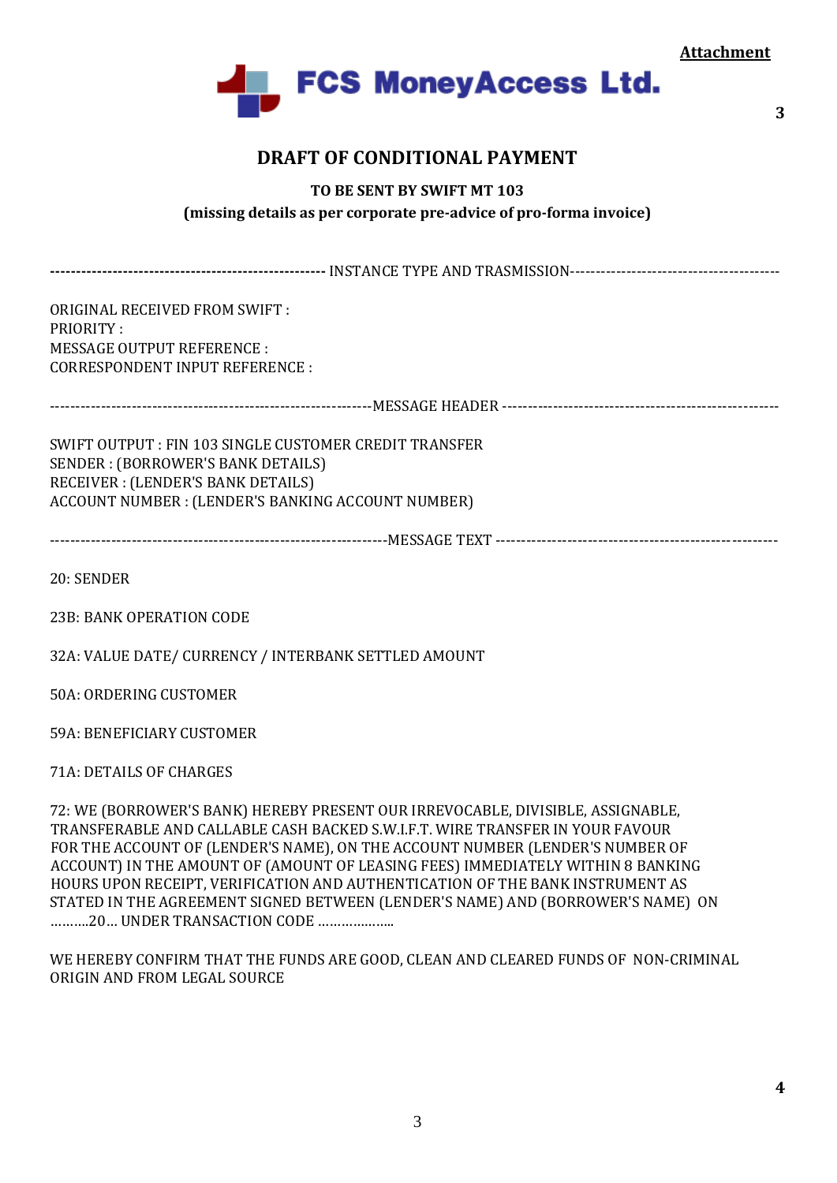**Attachment**

**FCS MoneyAccess Ltd.**

# DRAFT OF CONDITIONAL PAYMENT

**TO BE SENT BY SWIFT MT 103**

**(missing details as per corporate pre-advice of pro-forma invoice)**

---------------------------------------------------- INSTANCE TYPE AND TRASMISSION----------------------------------------

ORIGINAL RECEIVED FROM SWIFT :
PRIORITY :
MESSAGE OUTPUT REFERENCE :
CORRESPONDENT INPUT REFERENCE :

---------------------------------------------------------------MESSAGE HEADER ----------------------------------------------------

SWIFT OUTPUT : FIN 103 SINGLE CUSTOMER CREDIT TRANSFER
SENDER : (BORROWER'S BANK DETAILS)
RECEIVER : (LENDER'S BANK DETAILS)
ACCOUNT NUMBER : (LENDER'S BANKING ACCOUNT NUMBER)

-----------------------------------------------------------------MESSAGE TEXT ------------------------------------------------------

20: SENDER

23B: BANK OPERATION CODE

32A: VALUE DATE/ CURRENCY / INTERBANK SETTLED AMOUNT

50A: ORDERING CUSTOMER

59A: BENEFICIARY CUSTOMER

71A: DETAILS OF CHARGES

72: WE (BORROWER'S BANK) HEREBY PRESENT OUR IRREVOCABLE, DIVISIBLE, ASSIGNABLE, TRANSFERABLE AND CALLABLE CASH BACKED S.W.I.F.T. WIRE TRANSFER IN YOUR FAVOUR FOR THE ACCOUNT OF (LENDER'S NAME), ON THE ACCOUNT NUMBER (LENDER'S NUMBER OF ACCOUNT) IN THE AMOUNT OF (AMOUNT OF LEASING FEES) IMMEDIATELY WITHIN 8 BANKING HOURS UPON RECEIPT, VERIFICATION AND AUTHENTICATION OF THE BANK INSTRUMENT AS STATED IN THE AGREEMENT SIGNED BETWEEN (LENDER'S NAME) AND (BORROWER'S NAME) ON ……....20… UNDER TRANSACTION CODE ………………..

WE HEREBY CONFIRM THAT THE FUNDS ARE GOOD, CLEAN AND CLEARED FUNDS OF NON-CRIMINAL ORIGIN AND FROM LEGAL SOURCE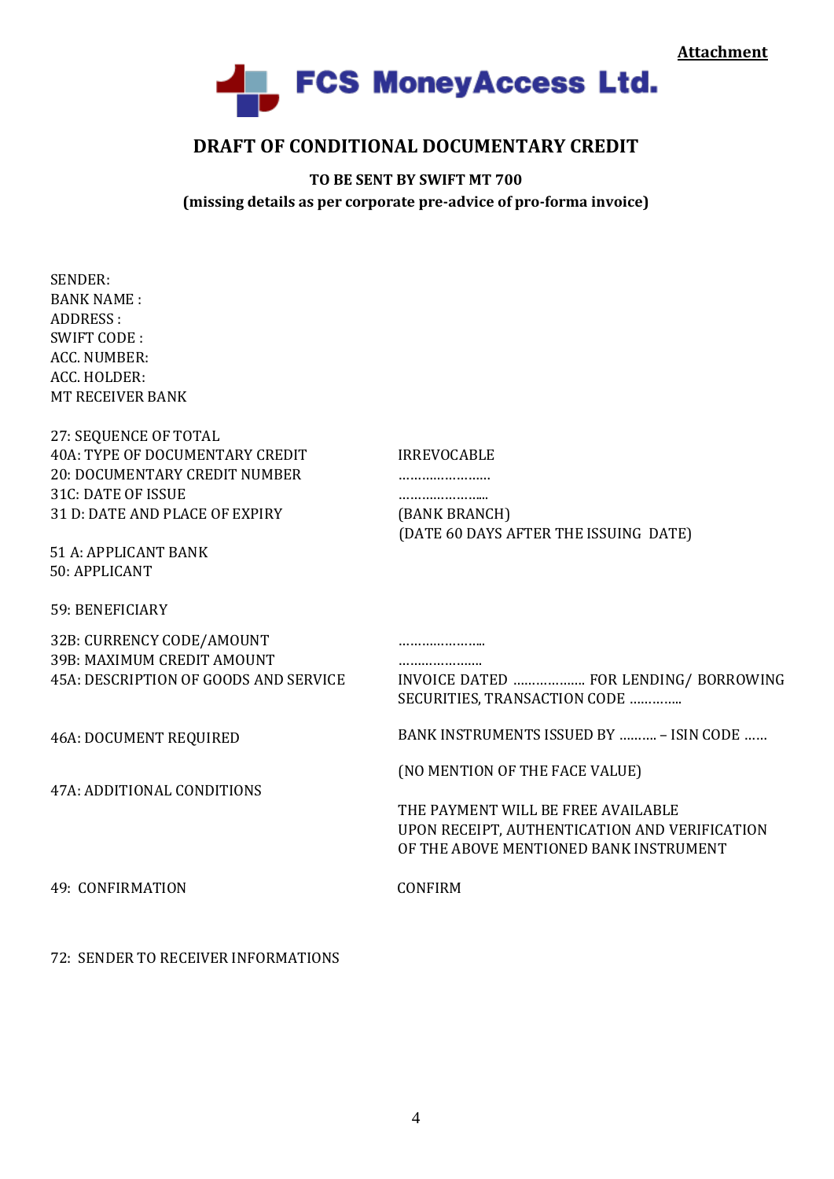**Attachment**

FCS MoneyAccess Ltd.

## DRAFT OF CONDITIONAL DOCUMENTARY CREDIT

**TO BE SENT BY SWIFT MT 700**
**(missing details as per corporate pre-advice of pro-forma invoice)**

SENDER:
BANK NAME :
ADDRESS :
SWIFT CODE :
ACC. NUMBER:
ACC. HOLDER:
MT RECEIVER BANK

| | |
|---|---|
| 27: SEQUENCE OF TOTAL | |
| 40A: TYPE OF DOCUMENTARY CREDIT | IRREVOCABLE |
| 20: DOCUMENTARY CREDIT NUMBER | …………………… |
| 31C: DATE OF ISSUE | ………………….. |
| 31 D: DATE AND PLACE OF EXPIRY | (BANK BRANCH) (DATE 60 DAYS AFTER THE ISSUING DATE) |
| 51 A: APPLICANT BANK | |
| 50: APPLICANT | |
| 59: BENEFICIARY | |
| 32B: CURRENCY CODE/AMOUNT | ………………….. |
| 39B: MAXIMUM CREDIT AMOUNT | ………………… |
| 45A: DESCRIPTION OF GOODS AND SERVICE | INVOICE DATED ……………… FOR LENDING/ BORROWING SECURITIES, TRANSACTION CODE …………. |
| 46A: DOCUMENT REQUIRED | BANK INSTRUMENTS ISSUED BY ………. – ISIN CODE …… (NO MENTION OF THE FACE VALUE) |
| 47A: ADDITIONAL CONDITIONS | THE PAYMENT WILL BE FREE AVAILABLE UPON RECEIPT, AUTHENTICATION AND VERIFICATION OF THE ABOVE MENTIONED BANK INSTRUMENT |
| 49: CONFIRMATION | CONFIRM |
| 72: SENDER TO RECEIVER INFORMATIONS | |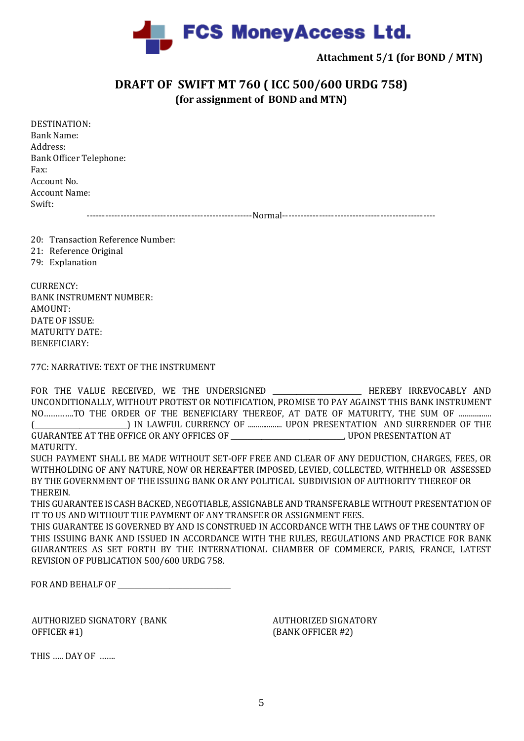FCS MoneyAccess Ltd.

**Attachment 5/1 (for BOND / MTN)**

## DRAFT OF SWIFT MT 760 ( ICC 500/600 URDG 758)

**(for assignment of BOND and MTN)**

DESTINATION:
Bank Name:
Address:
Bank Officer Telephone:
Fax:
Account No.
Account Name:
Swift:

-----------------------------------------------------Normal-------------------------------------------------

20: Transaction Reference Number:
21: Reference Original
79: Explanation

CURRENCY:
BANK INSTRUMENT NUMBER:
AMOUNT:
DATE OF ISSUE:
MATURITY DATE:
BENEFICIARY:

77C: NARRATIVE: TEXT OF THE INSTRUMENT

FOR THE VALUE RECEIVED, WE THE UNDERSIGNED ______________________ HEREBY IRREVOCABLY AND UNCONDITIONALLY, WITHOUT PROTEST OR NOTIFICATION, PROMISE TO PAY AGAINST THIS BANK INSTRUMENT NO…………TO THE ORDER OF THE BENEFICIARY THEREOF, AT DATE OF MATURITY, THE SUM OF ................ (_________________________) IN LAWFUL CURRENCY OF ................. UPON PRESENTATION AND SURRENDER OF THE GUARANTEE AT THE OFFICE OR ANY OFFICES OF _____________________________, UPON PRESENTATION AT MATURITY.
SUCH PAYMENT SHALL BE MADE WITHOUT SET-OFF FREE AND CLEAR OF ANY DEDUCTION, CHARGES, FEES, OR WITHHOLDING OF ANY NATURE, NOW OR HEREAFTER IMPOSED, LEVIED, COLLECTED, WITHHELD OR ASSESSED BY THE GOVERNMENT OF THE ISSUING BANK OR ANY POLITICAL SUBDIVISION OF AUTHORITY THEREOF OR THEREIN.
THIS GUARANTEE IS CASH BACKED, NEGOTIABLE, ASSIGNABLE AND TRANSFERABLE WITHOUT PRESENTATION OF IT TO US AND WITHOUT THE PAYMENT OF ANY TRANSFER OR ASSIGNMENT FEES.
THIS GUARANTEE IS GOVERNED BY AND IS CONSTRUED IN ACCORDANCE WITH THE LAWS OF THE COUNTRY OF THIS ISSUING BANK AND ISSUED IN ACCORDANCE WITH THE RULES, REGULATIONS AND PRACTICE FOR BANK GUARANTEES AS SET FORTH BY THE INTERNATIONAL CHAMBER OF COMMERCE, PARIS, FRANCE, LATEST REVISION OF PUBLICATION 500/600 URDG 758.

FOR AND BEHALF OF _____________________________

AUTHORIZED SIGNATORY (BANK OFFICER #1)

AUTHORIZED SIGNATORY (BANK OFFICER #2)

THIS ..... DAY OF .......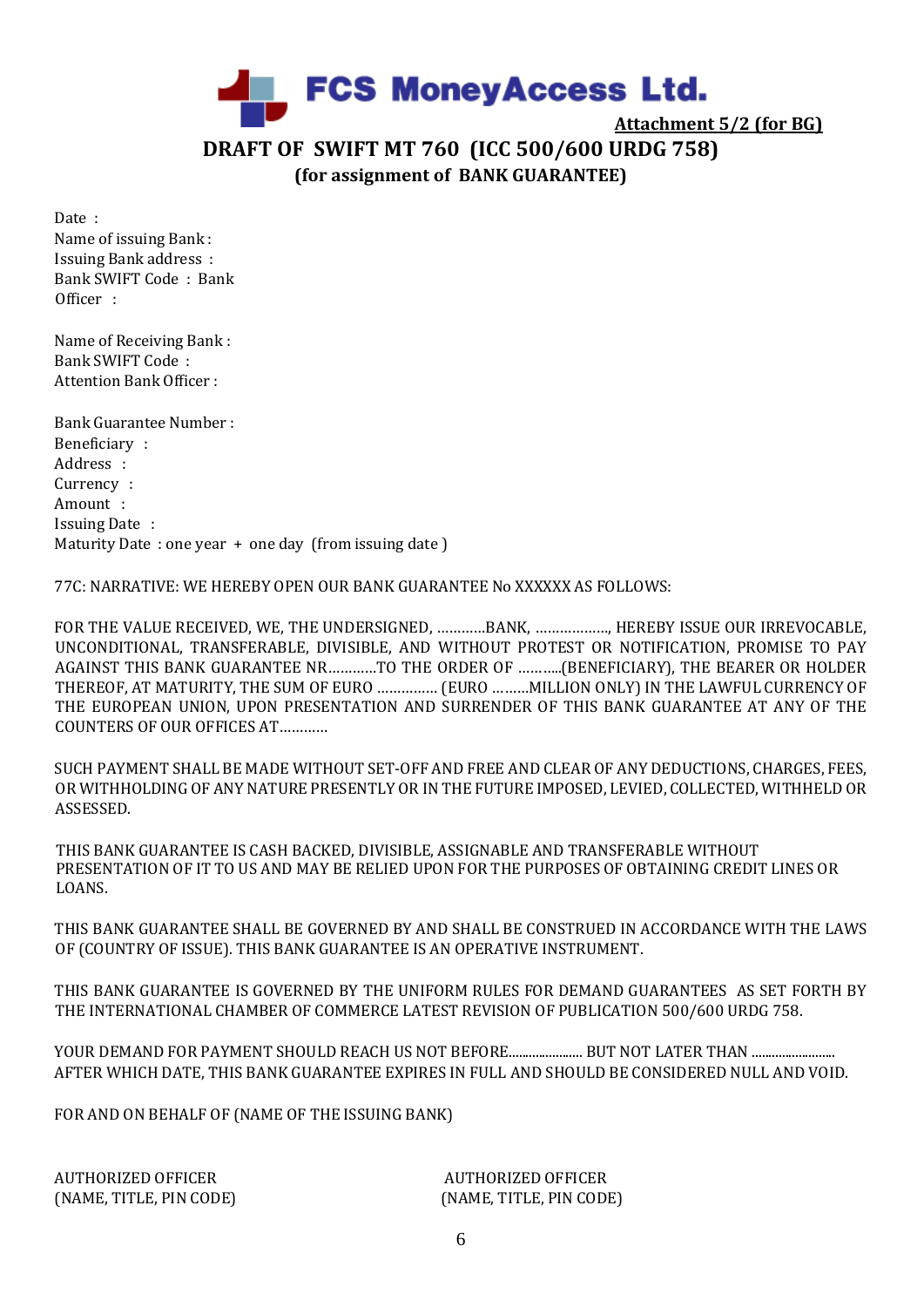**FCS MoneyAccess Ltd.**

**Attachment 5/2 (for BG)**

# DRAFT OF SWIFT MT 760 (ICC 500/600 URDG 758)

**(for assignment of BANK GUARANTEE)**

Date :
Name of issuing Bank :
Issuing Bank address :
Bank SWIFT Code : Bank
Officer :

Name of Receiving Bank :
Bank SWIFT Code :
Attention Bank Officer :

Bank Guarantee Number :
Beneficiary :
Address :
Currency :
Amount :
Issuing Date :
Maturity Date : one year + one day (from issuing date )

77C: NARRATIVE: WE HEREBY OPEN OUR BANK GUARANTEE No XXXXXX AS FOLLOWS:

FOR THE VALUE RECEIVED, WE, THE UNDERSIGNED, …………BANK, ………………., HEREBY ISSUE OUR IRREVOCABLE, UNCONDITIONAL, TRANSFERABLE, DIVISIBLE, AND WITHOUT PROTEST OR NOTIFICATION, PROMISE TO PAY AGAINST THIS BANK GUARANTEE NR…………TO THE ORDER OF ………..(BENEFICIARY), THE BEARER OR HOLDER THEREOF, AT MATURITY, THE SUM OF EURO …………… (EURO ………MILLION ONLY) IN THE LAWFUL CURRENCY OF THE EUROPEAN UNION, UPON PRESENTATION AND SURRENDER OF THIS BANK GUARANTEE AT ANY OF THE COUNTERS OF OUR OFFICES AT…………

SUCH PAYMENT SHALL BE MADE WITHOUT SET-OFF AND FREE AND CLEAR OF ANY DEDUCTIONS, CHARGES, FEES, OR WITHHOLDING OF ANY NATURE PRESENTLY OR IN THE FUTURE IMPOSED, LEVIED, COLLECTED, WITHHELD OR ASSESSED.

THIS BANK GUARANTEE IS CASH BACKED, DIVISIBLE, ASSIGNABLE AND TRANSFERABLE WITHOUT PRESENTATION OF IT TO US AND MAY BE RELIED UPON FOR THE PURPOSES OF OBTAINING CREDIT LINES OR LOANS.

THIS BANK GUARANTEE SHALL BE GOVERNED BY AND SHALL BE CONSTRUED IN ACCORDANCE WITH THE LAWS OF (COUNTRY OF ISSUE). THIS BANK GUARANTEE IS AN OPERATIVE INSTRUMENT.

THIS BANK GUARANTEE IS GOVERNED BY THE UNIFORM RULES FOR DEMAND GUARANTEES AS SET FORTH BY THE INTERNATIONAL CHAMBER OF COMMERCE LATEST REVISION OF PUBLICATION 500/600 URDG 758.

YOUR DEMAND FOR PAYMENT SHOULD REACH US NOT BEFORE..................... BUT NOT LATER THAN ........................ AFTER WHICH DATE, THIS BANK GUARANTEE EXPIRES IN FULL AND SHOULD BE CONSIDERED NULL AND VOID.

FOR AND ON BEHALF OF (NAME OF THE ISSUING BANK)

AUTHORIZED OFFICER
(NAME, TITLE, PIN CODE)

AUTHORIZED OFFICER
(NAME, TITLE, PIN CODE)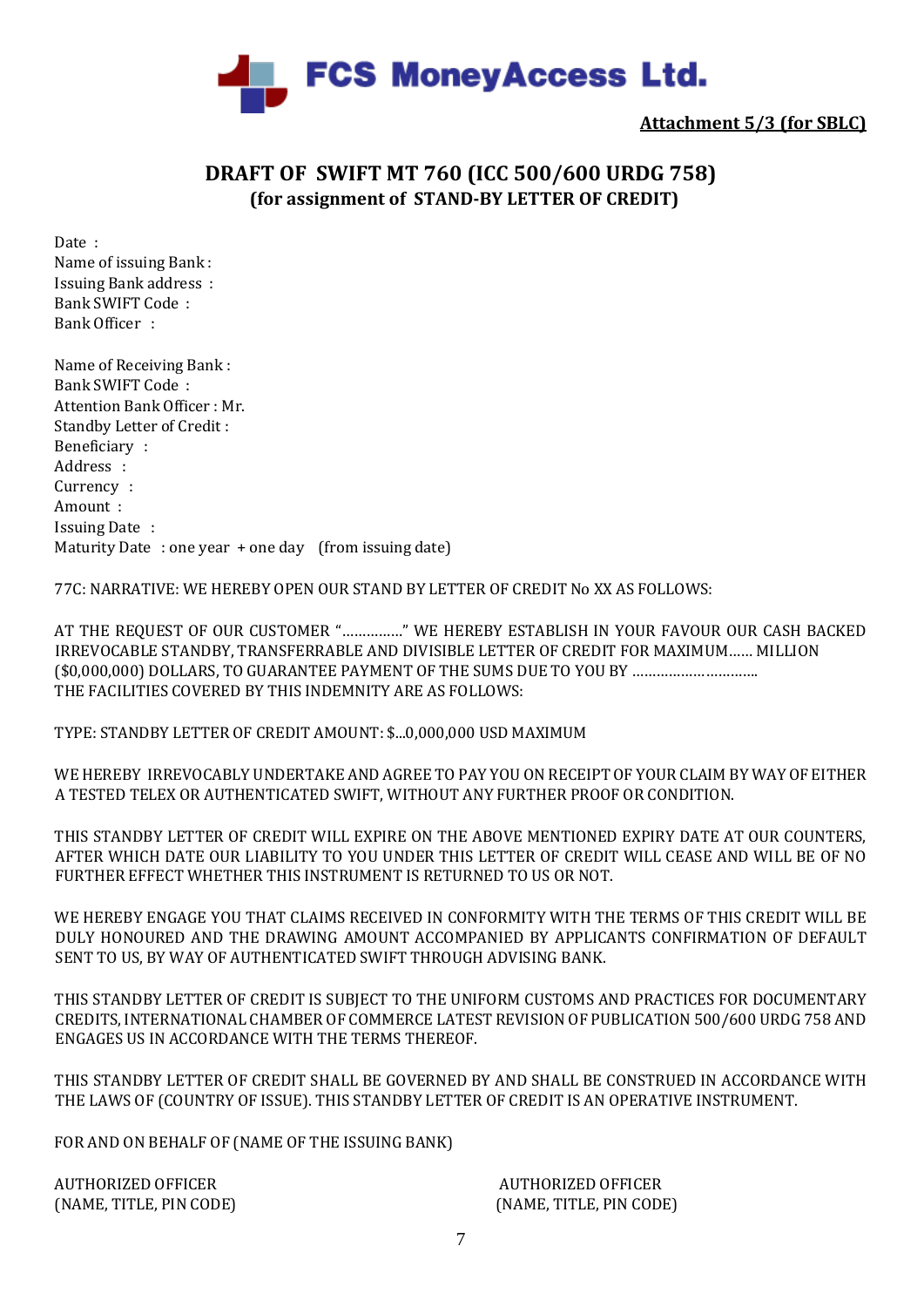**FCS MoneyAccess Ltd.**

**Attachment 5/3 (for SBLC)**

## DRAFT OF SWIFT MT 760 (ICC 500/600 URDG 758)
### (for assignment of STAND-BY LETTER OF CREDIT)

Date :
Name of issuing Bank :
Issuing Bank address :
Bank SWIFT Code :
Bank Officer :

Name of Receiving Bank :
Bank SWIFT Code :
Attention Bank Officer : Mr.
Standby Letter of Credit :
Beneficiary :
Address :
Currency :
Amount :
Issuing Date :
Maturity Date : one year + one day (from issuing date)

77C: NARRATIVE: WE HEREBY OPEN OUR STAND BY LETTER OF CREDIT No XX AS FOLLOWS:

AT THE REQUEST OF OUR CUSTOMER "……………" WE HEREBY ESTABLISH IN YOUR FAVOUR OUR CASH BACKED IRREVOCABLE STANDBY, TRANSFERRABLE AND DIVISIBLE LETTER OF CREDIT FOR MAXIMUM…… MILLION ($0,000,000) DOLLARS, TO GUARANTEE PAYMENT OF THE SUMS DUE TO YOU BY …………………………..
THE FACILITIES COVERED BY THIS INDEMNITY ARE AS FOLLOWS:

TYPE: STANDBY LETTER OF CREDIT AMOUNT: $...0,000,000 USD MAXIMUM

WE HEREBY IRREVOCABLY UNDERTAKE AND AGREE TO PAY YOU ON RECEIPT OF YOUR CLAIM BY WAY OF EITHER A TESTED TELEX OR AUTHENTICATED SWIFT, WITHOUT ANY FURTHER PROOF OR CONDITION.

THIS STANDBY LETTER OF CREDIT WILL EXPIRE ON THE ABOVE MENTIONED EXPIRY DATE AT OUR COUNTERS, AFTER WHICH DATE OUR LIABILITY TO YOU UNDER THIS LETTER OF CREDIT WILL CEASE AND WILL BE OF NO FURTHER EFFECT WHETHER THIS INSTRUMENT IS RETURNED TO US OR NOT.

WE HEREBY ENGAGE YOU THAT CLAIMS RECEIVED IN CONFORMITY WITH THE TERMS OF THIS CREDIT WILL BE DULY HONOURED AND THE DRAWING AMOUNT ACCOMPANIED BY APPLICANTS CONFIRMATION OF DEFAULT SENT TO US, BY WAY OF AUTHENTICATED SWIFT THROUGH ADVISING BANK.

THIS STANDBY LETTER OF CREDIT IS SUBJECT TO THE UNIFORM CUSTOMS AND PRACTICES FOR DOCUMENTARY CREDITS, INTERNATIONAL CHAMBER OF COMMERCE LATEST REVISION OF PUBLICATION 500/600 URDG 758 AND ENGAGES US IN ACCORDANCE WITH THE TERMS THEREOF.

THIS STANDBY LETTER OF CREDIT SHALL BE GOVERNED BY AND SHALL BE CONSTRUED IN ACCORDANCE WITH THE LAWS OF (COUNTRY OF ISSUE). THIS STANDBY LETTER OF CREDIT IS AN OPERATIVE INSTRUMENT.

FOR AND ON BEHALF OF (NAME OF THE ISSUING BANK)

AUTHORIZED OFFICER
(NAME, TITLE, PIN CODE)

AUTHORIZED OFFICER
(NAME, TITLE, PIN CODE)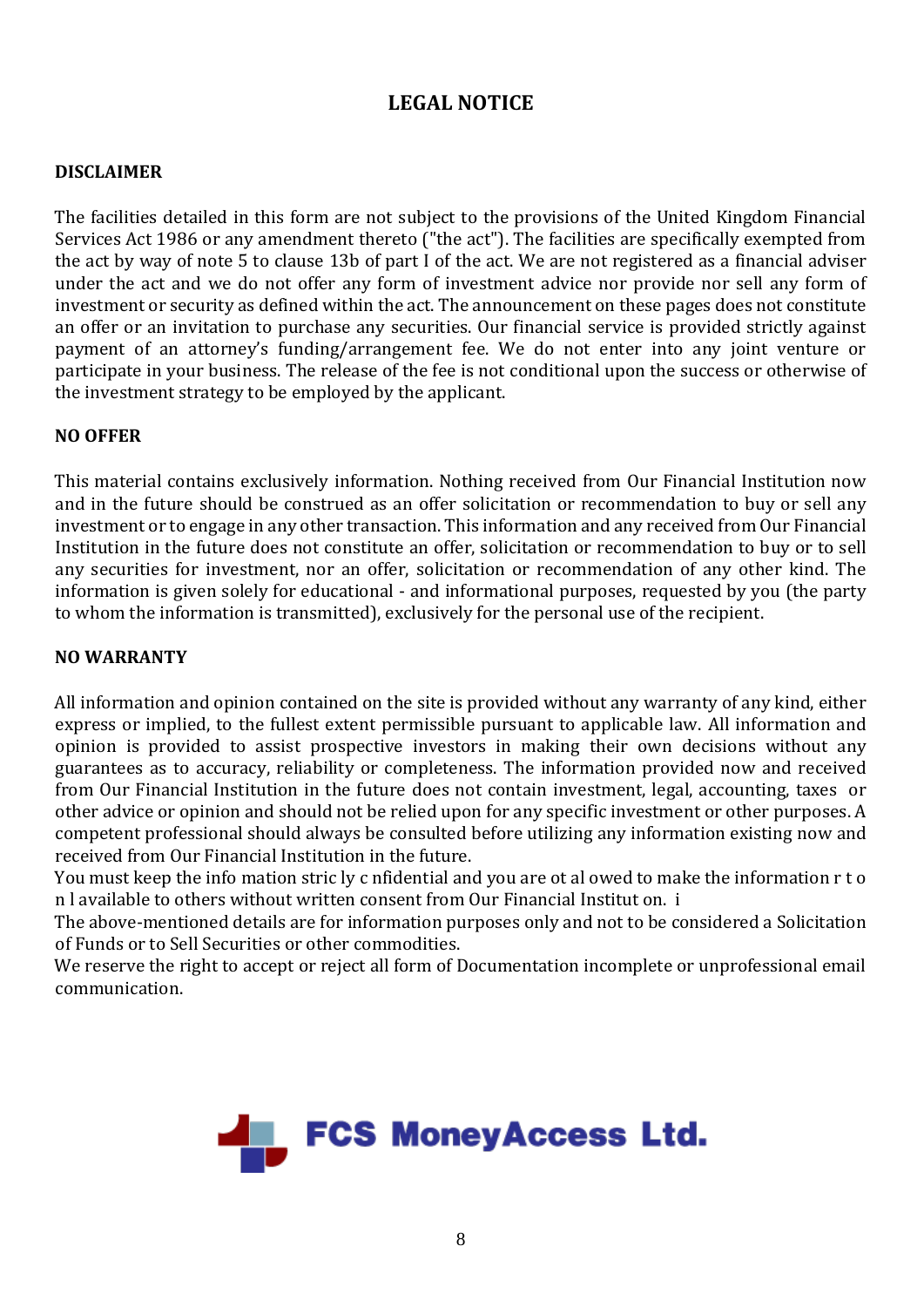# LEGAL NOTICE

## DISCLAIMER

The facilities detailed in this form are not subject to the provisions of the United Kingdom Financial Services Act 1986 or any amendment thereto ("the act"). The facilities are specifically exempted from the act by way of note 5 to clause 13b of part I of the act. We are not registered as a financial adviser under the act and we do not offer any form of investment advice nor provide nor sell any form of investment or security as defined within the act. The announcement on these pages does not constitute an offer or an invitation to purchase any securities. Our financial service is provided strictly against payment of an attorney's funding/arrangement fee. We do not enter into any joint venture or participate in your business. The release of the fee is not conditional upon the success or otherwise of the investment strategy to be employed by the applicant.

## NO OFFER

This material contains exclusively information. Nothing received from Our Financial Institution now and in the future should be construed as an offer solicitation or recommendation to buy or sell any investment or to engage in any other transaction. This information and any received from Our Financial Institution in the future does not constitute an offer, solicitation or recommendation to buy or to sell any securities for investment, nor an offer, solicitation or recommendation of any other kind. The information is given solely for educational - and informational purposes, requested by you (the party to whom the information is transmitted), exclusively for the personal use of the recipient.

## NO WARRANTY

All information and opinion contained on the site is provided without any warranty of any kind, either express or implied, to the fullest extent permissible pursuant to applicable law. All information and opinion is provided to assist prospective investors in making their own decisions without any guarantees as to accuracy, reliability or completeness. The information provided now and received from Our Financial Institution in the future does not contain investment, legal, accounting, taxes or other advice or opinion and should not be relied upon for any specific investment or other purposes. A competent professional should always be consulted before utilizing any information existing now and received from Our Financial Institution in the future.

You must keep the info mation stric ly c nfidential and you are ot al owed to make the information r t o n l available to others without written consent from Our Financial Institut on. i

The above-mentioned details are for information purposes only and not to be considered a Solicitation of Funds or to Sell Securities or other commodities.

We reserve the right to accept or reject all form of Documentation incomplete or unprofessional email communication.

**FCS MoneyAccess Ltd.**